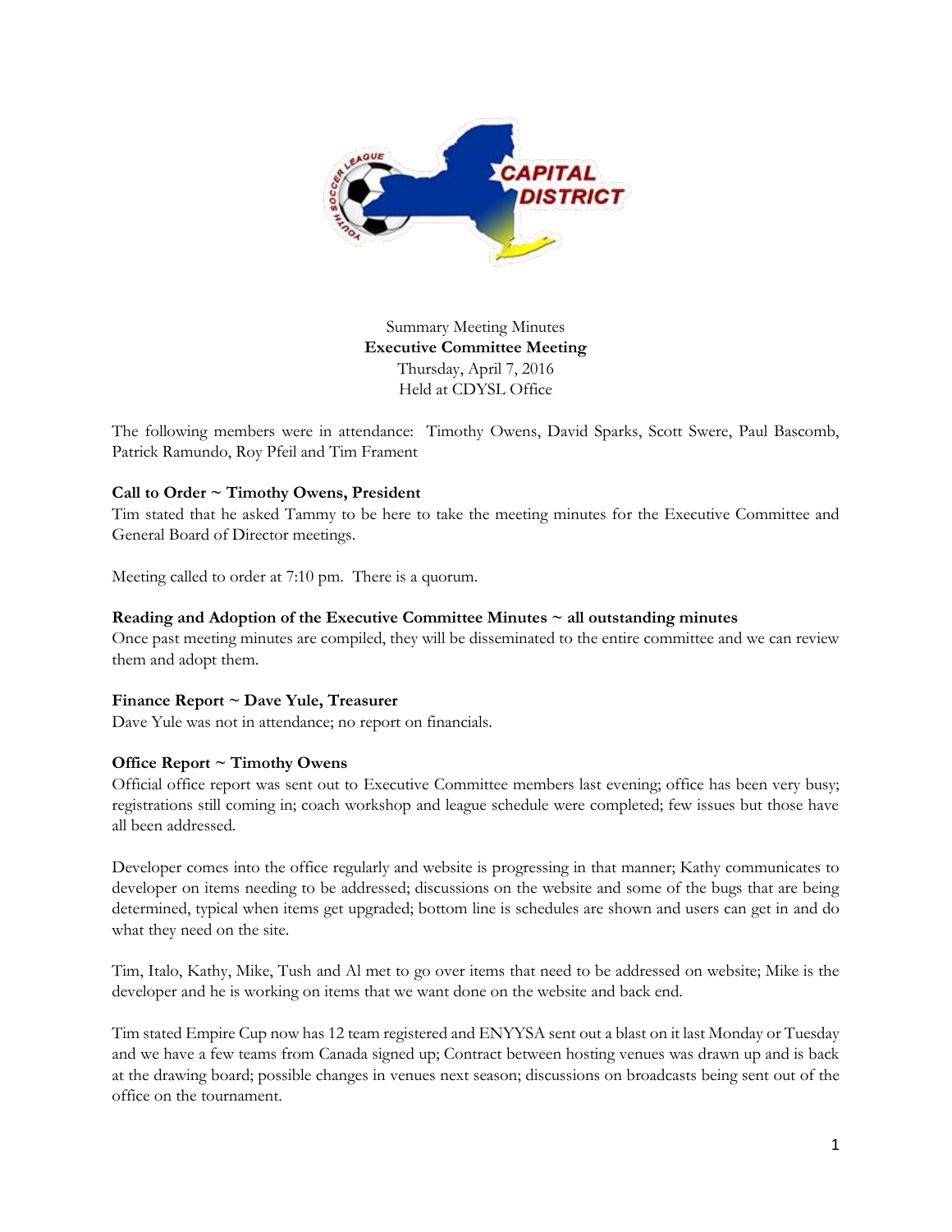Summary Meeting Minutes

**Executive Committee Meeting**

Thursday, April 7, 2016

Held at CDYSL Office

The following members were in attendance: Timothy Owens, David Sparks, Scott Swere, Paul Bascomb, Patrick Ramundo, Roy Pfeil and Tim Frament

**Call to Order ~ Timothy Owens, President**

Tim stated that he asked Tammy to be here to take the meeting minutes for the Executive Committee and General Board of Director meetings.

Meeting called to order at 7:10 pm. There is a quorum.

**Reading and Adoption of the Executive Committee Minutes ~ all outstanding minutes**

Once past meeting minutes are compiled, they will be disseminated to the entire committee and we can review them and adopt them.

**Finance Report ~ Dave Yule, Treasurer**

Dave Yule was not in attendance; no report on financials.

**Office Report ~ Timothy Owens**

Official office report was sent out to Executive Committee members last evening; office has been very busy; registrations still coming in; coach workshop and league schedule were completed; few issues but those have all been addressed.

Developer comes into the office regularly and website is progressing in that manner; Kathy communicates to developer on items needing to be addressed; discussions on the website and some of the bugs that are being determined, typical when items get upgraded; bottom line is schedules are shown and users can get in and do what they need on the site.

Tim, Italo, Kathy, Mike, Tush and Al met to go over items that need to be addressed on website; Mike is the developer and he is working on items that we want done on the website and back end.

Tim stated Empire Cup now has 12 team registered and ENYYSA sent out a blast on it last Monday or Tuesday and we have a few teams from Canada signed up; Contract between hosting venues was drawn up and is back at the drawing board; possible changes in venues next season; discussions on broadcasts being sent out of the office on the tournament.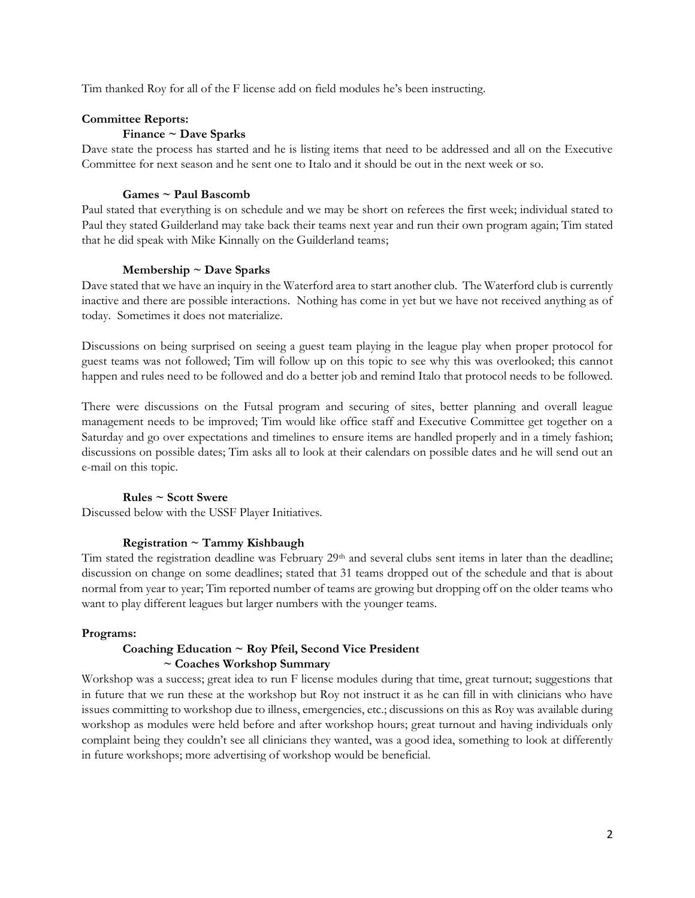Tim thanked Roy for all of the F license add on field modules he's been instructing.

**Committee Reports:**

**Finance ~ Dave Sparks**

Dave state the process has started and he is listing items that need to be addressed and all on the Executive Committee for next season and he sent one to Italo and it should be out in the next week or so.

**Games ~ Paul Bascomb**

Paul stated that everything is on schedule and we may be short on referees the first week; individual stated to Paul they stated Guilderland may take back their teams next year and run their own program again; Tim stated that he did speak with Mike Kinnally on the Guilderland teams;

**Membership ~ Dave Sparks**

Dave stated that we have an inquiry in the Waterford area to start another club. The Waterford club is currently inactive and there are possible interactions. Nothing has come in yet but we have not received anything as of today. Sometimes it does not materialize.

Discussions on being surprised on seeing a guest team playing in the league play when proper protocol for guest teams was not followed; Tim will follow up on this topic to see why this was overlooked; this cannot happen and rules need to be followed and do a better job and remind Italo that protocol needs to be followed.

There were discussions on the Futsal program and securing of sites, better planning and overall league management needs to be improved; Tim would like office staff and Executive Committee get together on a Saturday and go over expectations and timelines to ensure items are handled properly and in a timely fashion; discussions on possible dates; Tim asks all to look at their calendars on possible dates and he will send out an e-mail on this topic.

**Rules ~ Scott Swere**

Discussed below with the USSF Player Initiatives.

**Registration ~ Tammy Kishbaugh**

Tim stated the registration deadline was February 29th and several clubs sent items in later than the deadline; discussion on change on some deadlines; stated that 31 teams dropped out of the schedule and that is about normal from year to year; Tim reported number of teams are growing but dropping off on the older teams who want to play different leagues but larger numbers with the younger teams.

**Programs:**

**Coaching Education ~ Roy Pfeil, Second Vice President**
**~ Coaches Workshop Summary**

Workshop was a success; great idea to run F license modules during that time, great turnout; suggestions that in future that we run these at the workshop but Roy not instruct it as he can fill in with clinicians who have issues committing to workshop due to illness, emergencies, etc.; discussions on this as Roy was available during workshop as modules were held before and after workshop hours; great turnout and having individuals only complaint being they couldn't see all clinicians they wanted, was a good idea, something to look at differently in future workshops; more advertising of workshop would be beneficial.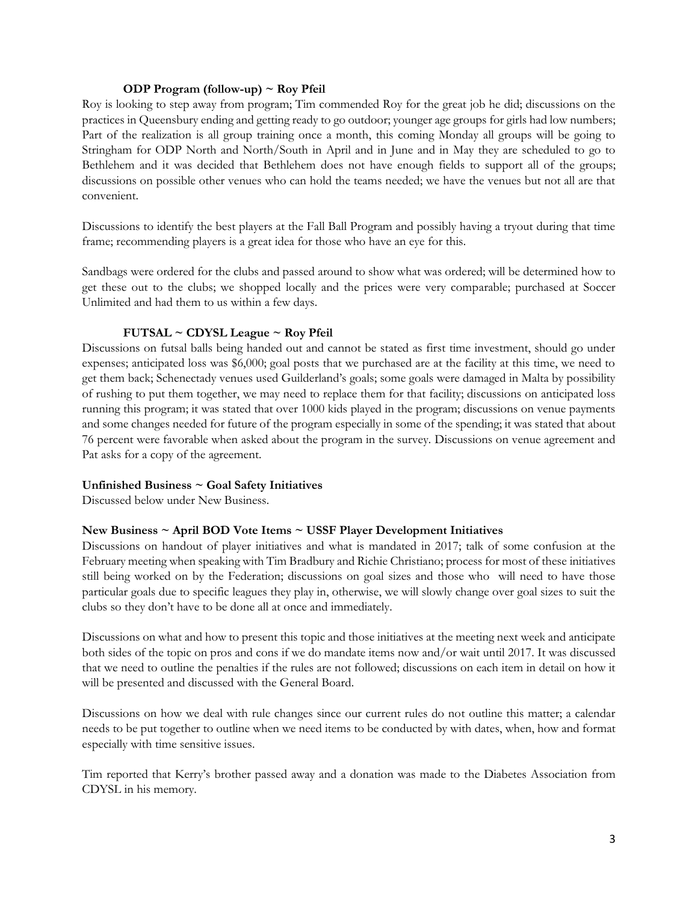**ODP Program (follow-up) ~ Roy Pfeil**

Roy is looking to step away from program; Tim commended Roy for the great job he did; discussions on the practices in Queensbury ending and getting ready to go outdoor; younger age groups for girls had low numbers; Part of the realization is all group training once a month, this coming Monday all groups will be going to Stringham for ODP North and North/South in April and in June and in May they are scheduled to go to Bethlehem and it was decided that Bethlehem does not have enough fields to support all of the groups; discussions on possible other venues who can hold the teams needed; we have the venues but not all are that convenient.

Discussions to identify the best players at the Fall Ball Program and possibly having a tryout during that time frame; recommending players is a great idea for those who have an eye for this.

Sandbags were ordered for the clubs and passed around to show what was ordered; will be determined how to get these out to the clubs; we shopped locally and the prices were very comparable; purchased at Soccer Unlimited and had them to us within a few days.

**FUTSAL ~ CDYSL League ~ Roy Pfeil**

Discussions on futsal balls being handed out and cannot be stated as first time investment, should go under expenses; anticipated loss was $6,000; goal posts that we purchased are at the facility at this time, we need to get them back; Schenectady venues used Guilderland's goals; some goals were damaged in Malta by possibility of rushing to put them together, we may need to replace them for that facility; discussions on anticipated loss running this program; it was stated that over 1000 kids played in the program; discussions on venue payments and some changes needed for future of the program especially in some of the spending; it was stated that about 76 percent were favorable when asked about the program in the survey. Discussions on venue agreement and Pat asks for a copy of the agreement.

**Unfinished Business ~ Goal Safety Initiatives**

Discussed below under New Business.

**New Business ~ April BOD Vote Items ~ USSF Player Development Initiatives**

Discussions on handout of player initiatives and what is mandated in 2017; talk of some confusion at the February meeting when speaking with Tim Bradbury and Richie Christiano; process for most of these initiatives still being worked on by the Federation; discussions on goal sizes and those who will need to have those particular goals due to specific leagues they play in, otherwise, we will slowly change over goal sizes to suit the clubs so they don't have to be done all at once and immediately.

Discussions on what and how to present this topic and those initiatives at the meeting next week and anticipate both sides of the topic on pros and cons if we do mandate items now and/or wait until 2017. It was discussed that we need to outline the penalties if the rules are not followed; discussions on each item in detail on how it will be presented and discussed with the General Board.

Discussions on how we deal with rule changes since our current rules do not outline this matter; a calendar needs to be put together to outline when we need items to be conducted by with dates, when, how and format especially with time sensitive issues.

Tim reported that Kerry's brother passed away and a donation was made to the Diabetes Association from CDYSL in his memory.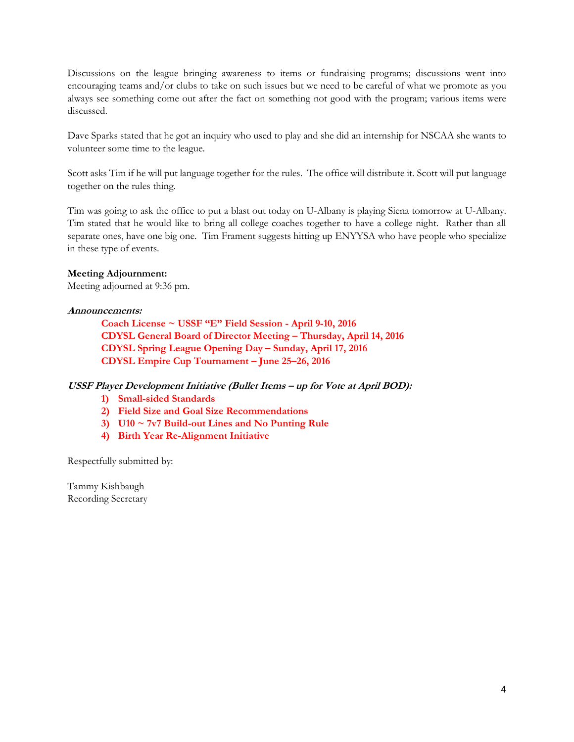Discussions on the league bringing awareness to items or fundraising programs; discussions went into encouraging teams and/or clubs to take on such issues but we need to be careful of what we promote as you always see something come out after the fact on something not good with the program; various items were discussed.

Dave Sparks stated that he got an inquiry who used to play and she did an internship for NSCAA she wants to volunteer some time to the league.

Scott asks Tim if he will put language together for the rules. The office will distribute it. Scott will put language together on the rules thing.

Tim was going to ask the office to put a blast out today on U-Albany is playing Siena tomorrow at U-Albany. Tim stated that he would like to bring all college coaches together to have a college night. Rather than all separate ones, have one big one. Tim Frament suggests hitting up ENYYSA who have people who specialize in these type of events.

**Meeting Adjournment:**
Meeting adjourned at 9:36 pm.

***Announcements:***

**Coach License ~ USSF "E" Field Session - April 9-10, 2016**
**CDYSL General Board of Director Meeting – Thursday, April 14, 2016**
**CDYSL Spring League Opening Day – Sunday, April 17, 2016**
**CDYSL Empire Cup Tournament – June 25–26, 2016**

***USSF Player Development Initiative (Bullet Items – up for Vote at April BOD):***

1) **Small-sided Standards**
2) **Field Size and Goal Size Recommendations**
3) **U10 ~ 7v7 Build-out Lines and No Punting Rule**
4) **Birth Year Re-Alignment Initiative**

Respectfully submitted by:

Tammy Kishbaugh
Recording Secretary